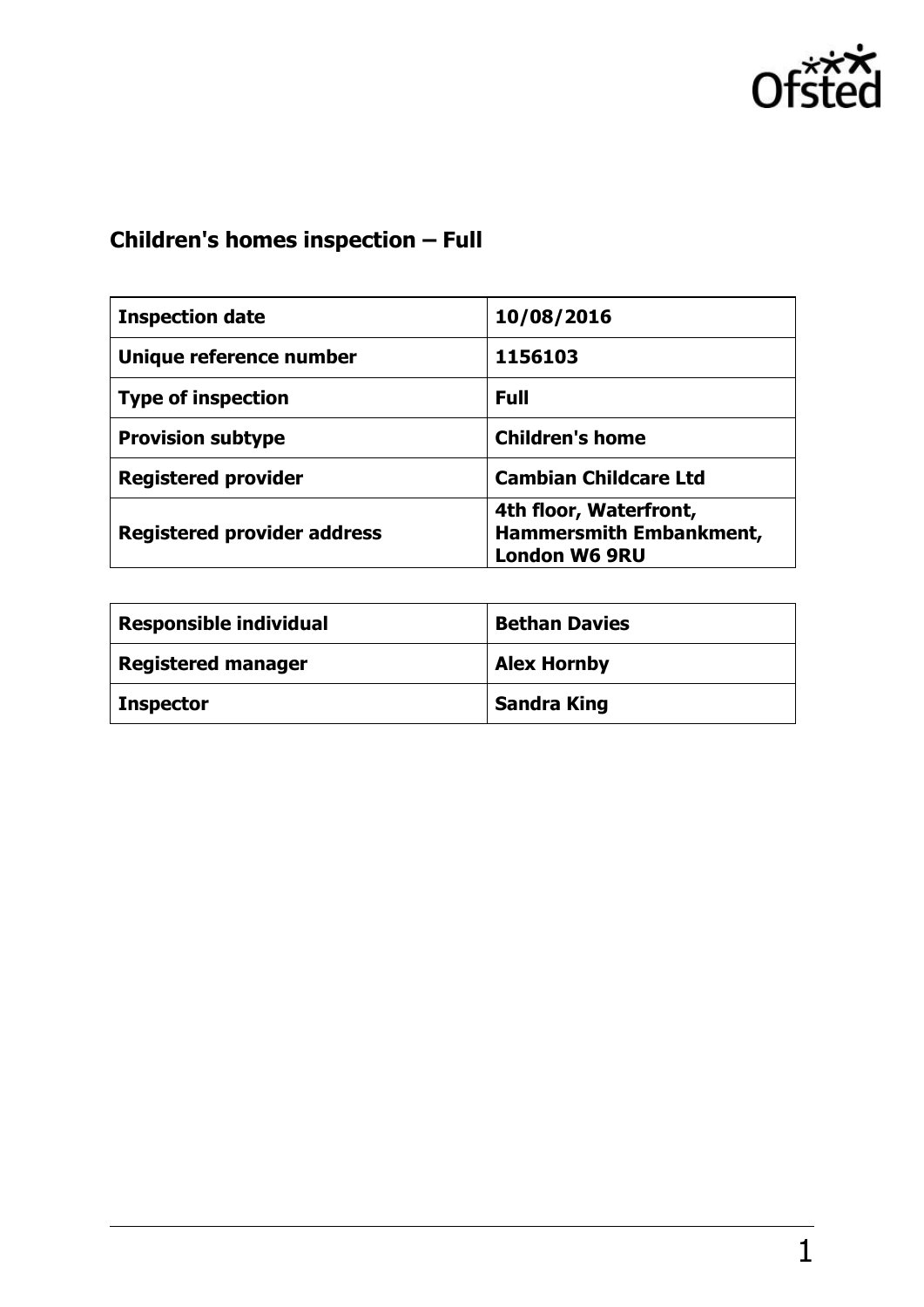## Children's homes inspection – Full

| Inspection date | 10/08/2016 |
| --- | --- |
| Unique reference number | 1156103 |
| Type of inspection | Full |
| Provision subtype | Children's home |
| Registered provider | Cambian Childcare Ltd |
| Registered provider address | 4th floor, Waterfront, Hammersmith Embankment, London W6 9RU |

| Responsible individual | Bethan Davies |
| --- | --- |
| Registered manager | Alex Hornby |
| Inspector | Sandra King |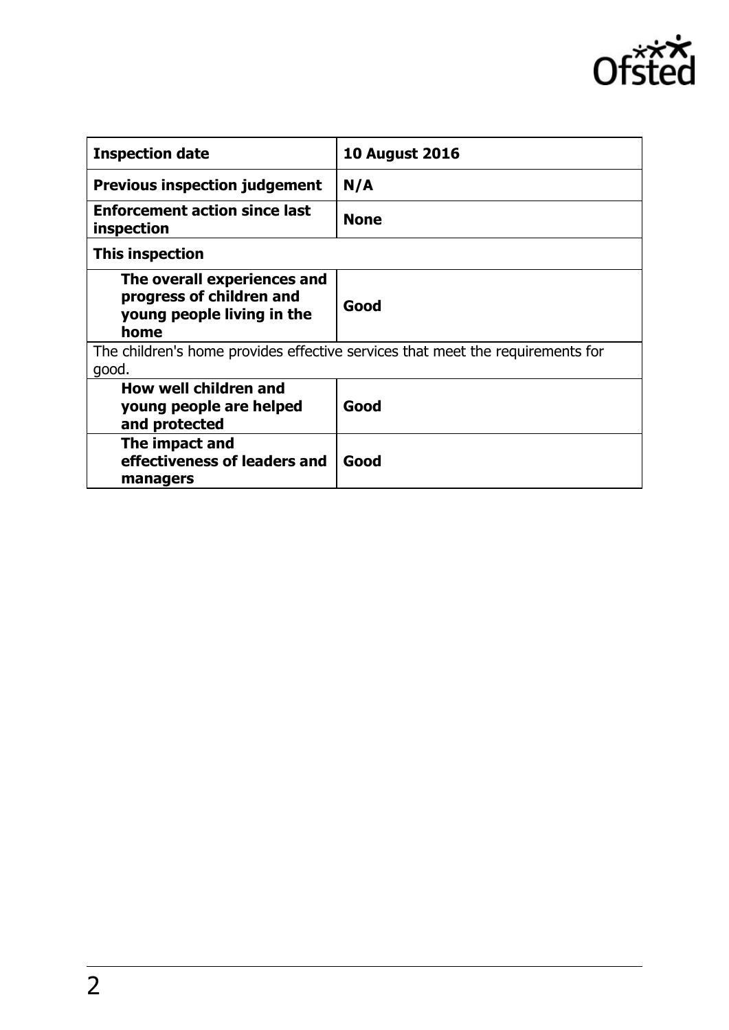| Inspection date | 10 August 2016 |
| --- | --- |
| **Previous inspection judgement** | **N/A** |
| **Enforcement action since last inspection** | **None** |
| **This inspection** | |
| **The overall experiences and progress of children and young people living in the home** | **Good** |
| The children's home provides effective services that meet the requirements for good. | |
| **How well children and young people are helped and protected** | **Good** |
| **The impact and effectiveness of leaders and managers** | **Good** |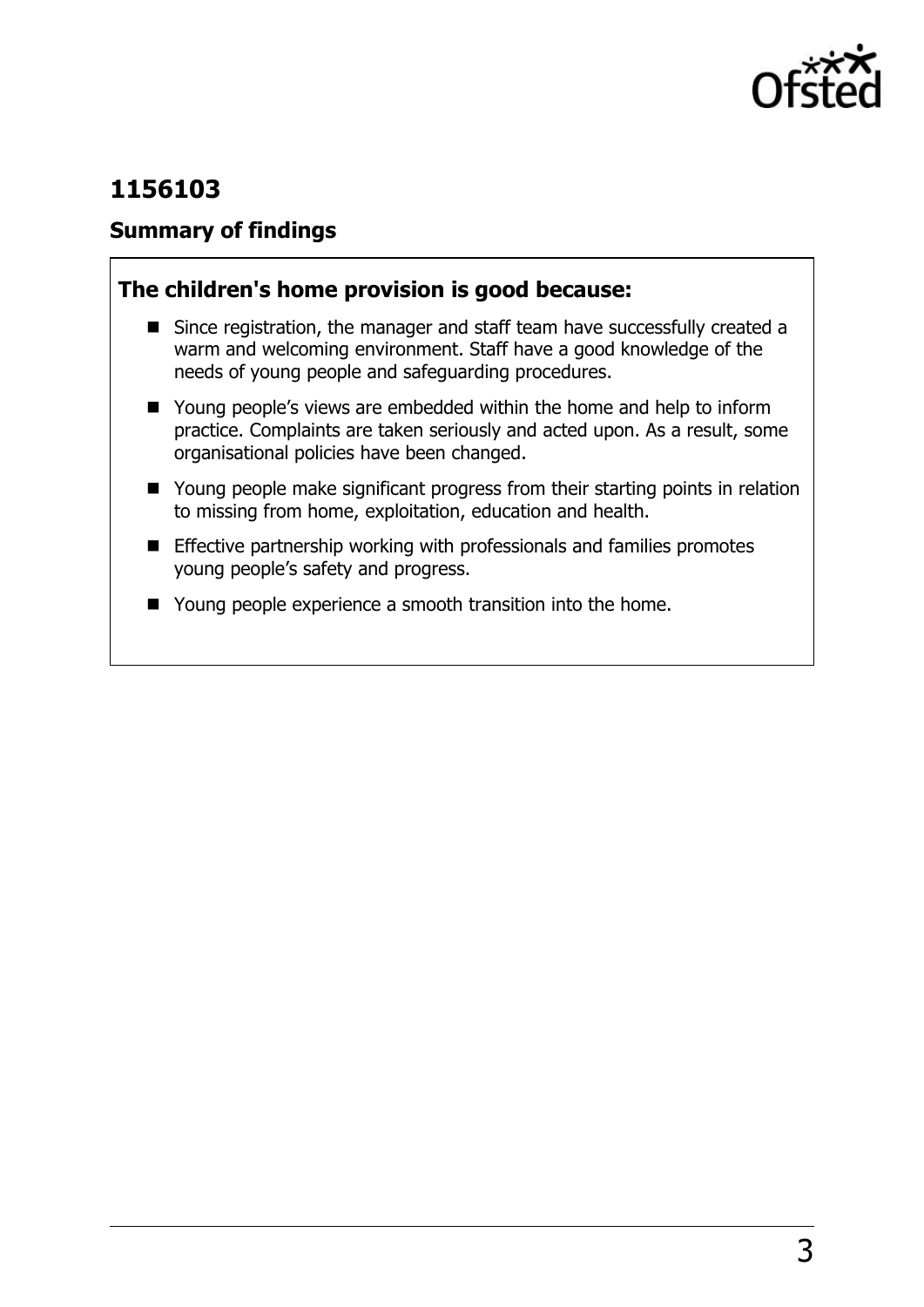## 1156103

### Summary of findings

**The children's home provision is good because:**

- Since registration, the manager and staff team have successfully created a warm and welcoming environment. Staff have a good knowledge of the needs of young people and safeguarding procedures.
- Young people's views are embedded within the home and help to inform practice. Complaints are taken seriously and acted upon. As a result, some organisational policies have been changed.
- Young people make significant progress from their starting points in relation to missing from home, exploitation, education and health.
- Effective partnership working with professionals and families promotes young people's safety and progress.
- Young people experience a smooth transition into the home.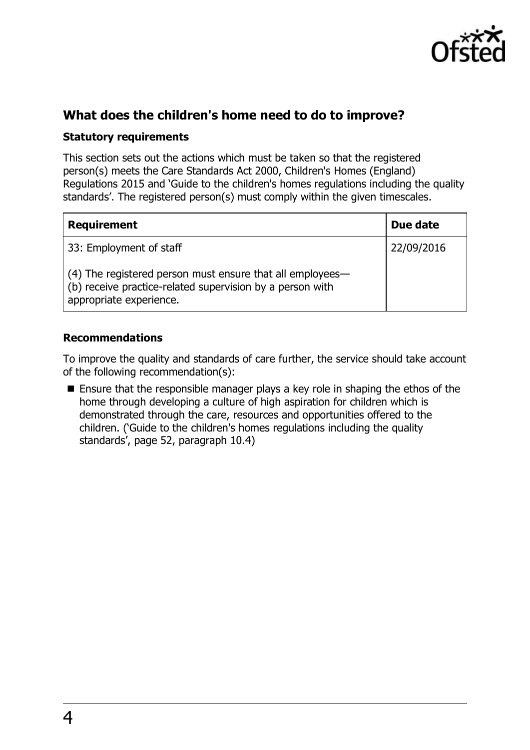## What does the children's home need to do to improve?

### Statutory requirements

This section sets out the actions which must be taken so that the registered person(s) meets the Care Standards Act 2000, Children's Homes (England) Regulations 2015 and 'Guide to the children's homes regulations including the quality standards'. The registered person(s) must comply within the given timescales.

| Requirement | Due date |
| --- | --- |
| 33: Employment of staff<br><br>(4) The registered person must ensure that all employees—<br>(b) receive practice-related supervision by a person with appropriate experience. | 22/09/2016 |

### Recommendations

To improve the quality and standards of care further, the service should take account of the following recommendation(s):

- Ensure that the responsible manager plays a key role in shaping the ethos of the home through developing a culture of high aspiration for children which is demonstrated through the care, resources and opportunities offered to the children. ('Guide to the children's homes regulations including the quality standards', page 52, paragraph 10.4)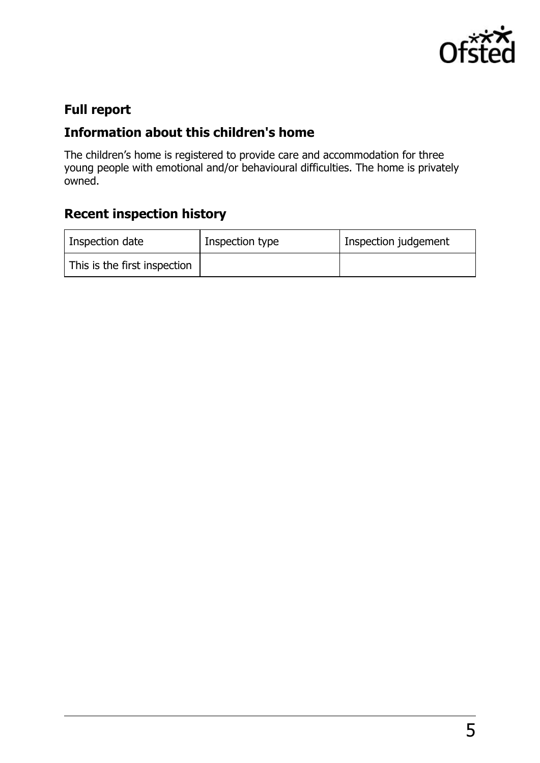## Full report

## Information about this children's home

The children's home is registered to provide care and accommodation for three young people with emotional and/or behavioural difficulties. The home is privately owned.

## Recent inspection history

| Inspection date | Inspection type | Inspection judgement |
|---|---|---|
| This is the first inspection | | |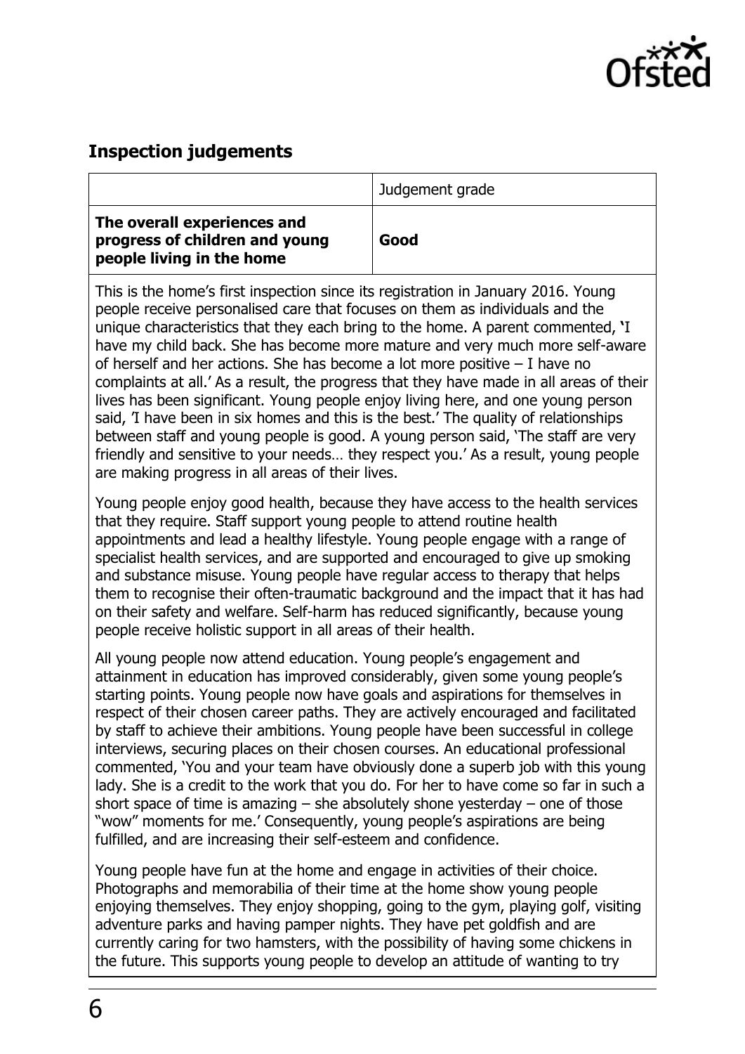## Inspection judgements

|  | Judgement grade |
|---|---|
| **The overall experiences and progress of children and young people living in the home** | **Good** |

This is the home's first inspection since its registration in January 2016. Young people receive personalised care that focuses on them as individuals and the unique characteristics that they each bring to the home. A parent commented, 'I have my child back. She has become more mature and very much more self-aware of herself and her actions. She has become a lot more positive – I have no complaints at all.' As a result, the progress that they have made in all areas of their lives has been significant. Young people enjoy living here, and one young person said, 'I have been in six homes and this is the best.' The quality of relationships between staff and young people is good. A young person said, 'The staff are very friendly and sensitive to your needs… they respect you.' As a result, young people are making progress in all areas of their lives.

Young people enjoy good health, because they have access to the health services that they require. Staff support young people to attend routine health appointments and lead a healthy lifestyle. Young people engage with a range of specialist health services, and are supported and encouraged to give up smoking and substance misuse. Young people have regular access to therapy that helps them to recognise their often-traumatic background and the impact that it has had on their safety and welfare. Self-harm has reduced significantly, because young people receive holistic support in all areas of their health.

All young people now attend education. Young people's engagement and attainment in education has improved considerably, given some young people's starting points. Young people now have goals and aspirations for themselves in respect of their chosen career paths. They are actively encouraged and facilitated by staff to achieve their ambitions. Young people have been successful in college interviews, securing places on their chosen courses. An educational professional commented, 'You and your team have obviously done a superb job with this young lady. She is a credit to the work that you do. For her to have come so far in such a short space of time is amazing – she absolutely shone yesterday – one of those "wow" moments for me.' Consequently, young people's aspirations are being fulfilled, and are increasing their self-esteem and confidence.

Young people have fun at the home and engage in activities of their choice. Photographs and memorabilia of their time at the home show young people enjoying themselves. They enjoy shopping, going to the gym, playing golf, visiting adventure parks and having pamper nights. They have pet goldfish and are currently caring for two hamsters, with the possibility of having some chickens in the future. This supports young people to develop an attitude of wanting to try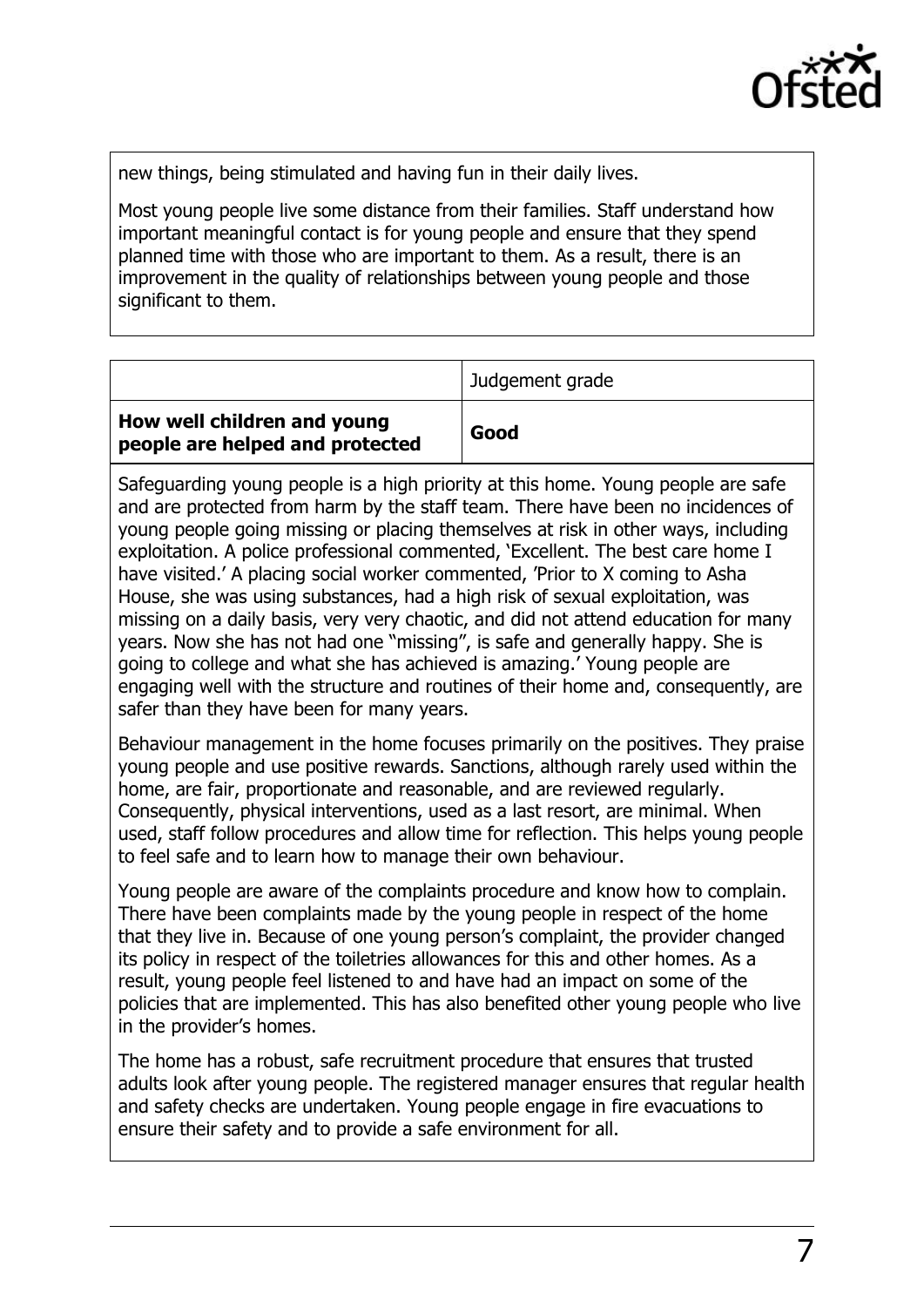new things, being stimulated and having fun in their daily lives.

Most young people live some distance from their families. Staff understand how important meaningful contact is for young people and ensure that they spend planned time with those who are important to them. As a result, there is an improvement in the quality of relationships between young people and those significant to them.

| | Judgement grade |
| --- | --- |
| **How well children and young people are helped and protected** | **Good** |

Safeguarding young people is a high priority at this home. Young people are safe and are protected from harm by the staff team. There have been no incidences of young people going missing or placing themselves at risk in other ways, including exploitation. A police professional commented, 'Excellent. The best care home I have visited.' A placing social worker commented, 'Prior to X coming to Asha House, she was using substances, had a high risk of sexual exploitation, was missing on a daily basis, very very chaotic, and did not attend education for many years. Now she has not had one "missing", is safe and generally happy. She is going to college and what she has achieved is amazing.' Young people are engaging well with the structure and routines of their home and, consequently, are safer than they have been for many years.

Behaviour management in the home focuses primarily on the positives. They praise young people and use positive rewards. Sanctions, although rarely used within the home, are fair, proportionate and reasonable, and are reviewed regularly. Consequently, physical interventions, used as a last resort, are minimal. When used, staff follow procedures and allow time for reflection. This helps young people to feel safe and to learn how to manage their own behaviour.

Young people are aware of the complaints procedure and know how to complain. There have been complaints made by the young people in respect of the home that they live in. Because of one young person's complaint, the provider changed its policy in respect of the toiletries allowances for this and other homes. As a result, young people feel listened to and have had an impact on some of the policies that are implemented. This has also benefited other young people who live in the provider's homes.

The home has a robust, safe recruitment procedure that ensures that trusted adults look after young people. The registered manager ensures that regular health and safety checks are undertaken. Young people engage in fire evacuations to ensure their safety and to provide a safe environment for all.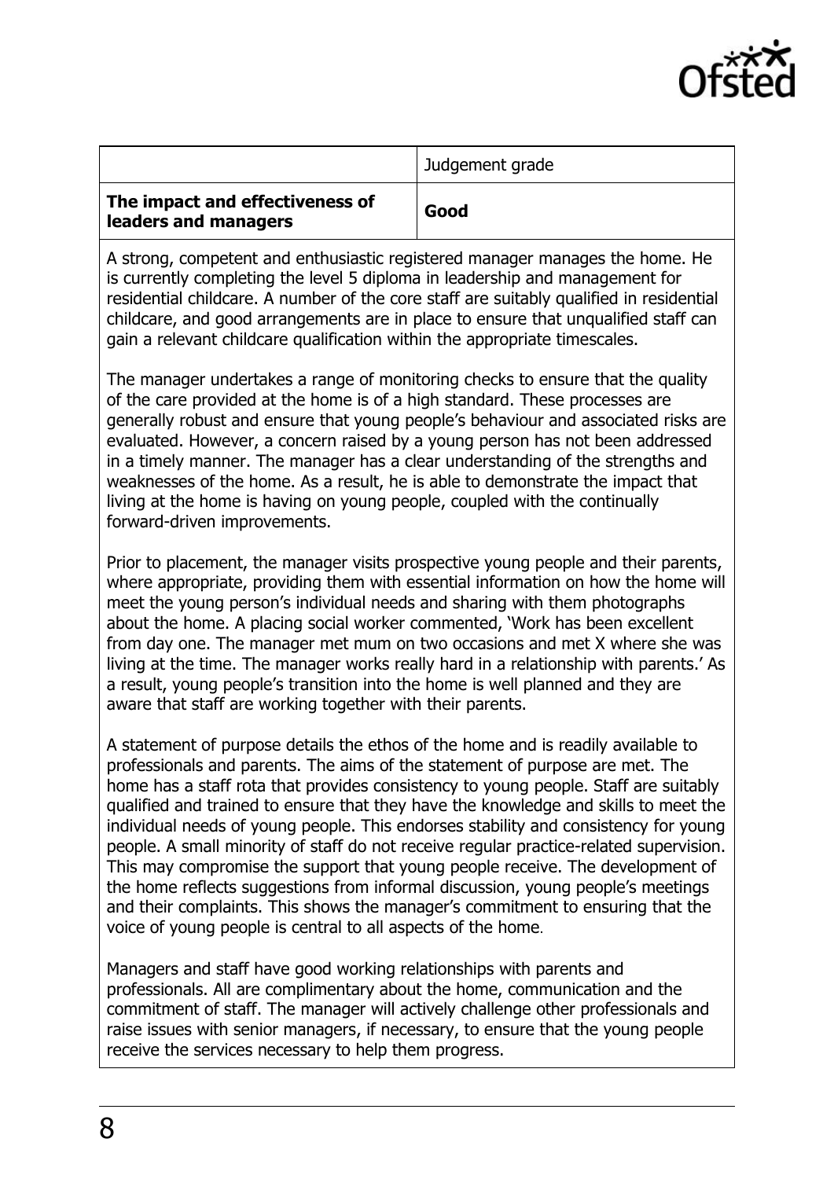| | Judgement grade |
|---|---|
| **The impact and effectiveness of leaders and managers** | **Good** |

A strong, competent and enthusiastic registered manager manages the home. He is currently completing the level 5 diploma in leadership and management for residential childcare. A number of the core staff are suitably qualified in residential childcare, and good arrangements are in place to ensure that unqualified staff can gain a relevant childcare qualification within the appropriate timescales.

The manager undertakes a range of monitoring checks to ensure that the quality of the care provided at the home is of a high standard. These processes are generally robust and ensure that young people's behaviour and associated risks are evaluated. However, a concern raised by a young person has not been addressed in a timely manner. The manager has a clear understanding of the strengths and weaknesses of the home. As a result, he is able to demonstrate the impact that living at the home is having on young people, coupled with the continually forward-driven improvements.

Prior to placement, the manager visits prospective young people and their parents, where appropriate, providing them with essential information on how the home will meet the young person's individual needs and sharing with them photographs about the home. A placing social worker commented, 'Work has been excellent from day one. The manager met mum on two occasions and met X where she was living at the time. The manager works really hard in a relationship with parents.' As a result, young people's transition into the home is well planned and they are aware that staff are working together with their parents.

A statement of purpose details the ethos of the home and is readily available to professionals and parents. The aims of the statement of purpose are met. The home has a staff rota that provides consistency to young people. Staff are suitably qualified and trained to ensure that they have the knowledge and skills to meet the individual needs of young people. This endorses stability and consistency for young people. A small minority of staff do not receive regular practice-related supervision. This may compromise the support that young people receive. The development of the home reflects suggestions from informal discussion, young people's meetings and their complaints. This shows the manager's commitment to ensuring that the voice of young people is central to all aspects of the home.

Managers and staff have good working relationships with parents and professionals. All are complimentary about the home, communication and the commitment of staff. The manager will actively challenge other professionals and raise issues with senior managers, if necessary, to ensure that the young people receive the services necessary to help them progress.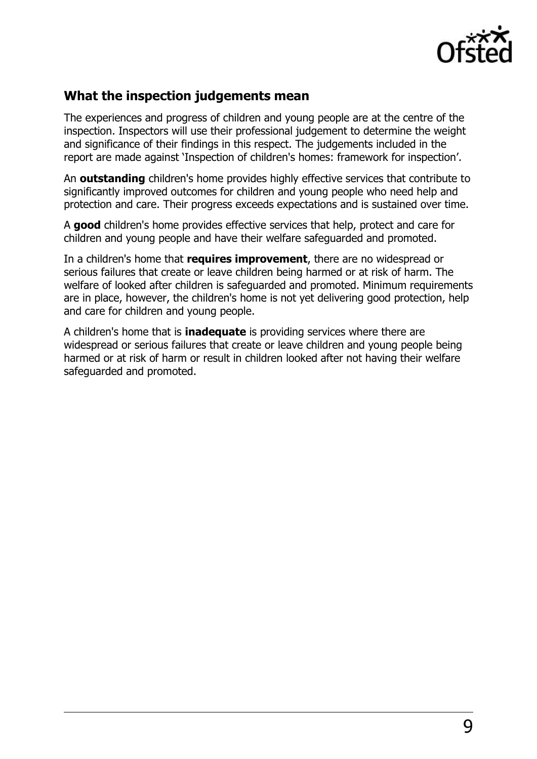## What the inspection judgements mean

The experiences and progress of children and young people are at the centre of the inspection. Inspectors will use their professional judgement to determine the weight and significance of their findings in this respect. The judgements included in the report are made against 'Inspection of children's homes: framework for inspection'.

An **outstanding** children's home provides highly effective services that contribute to significantly improved outcomes for children and young people who need help and protection and care. Their progress exceeds expectations and is sustained over time.

A **good** children's home provides effective services that help, protect and care for children and young people and have their welfare safeguarded and promoted.

In a children's home that **requires improvement**, there are no widespread or serious failures that create or leave children being harmed or at risk of harm. The welfare of looked after children is safeguarded and promoted. Minimum requirements are in place, however, the children's home is not yet delivering good protection, help and care for children and young people.

A children's home that is **inadequate** is providing services where there are widespread or serious failures that create or leave children and young people being harmed or at risk of harm or result in children looked after not having their welfare safeguarded and promoted.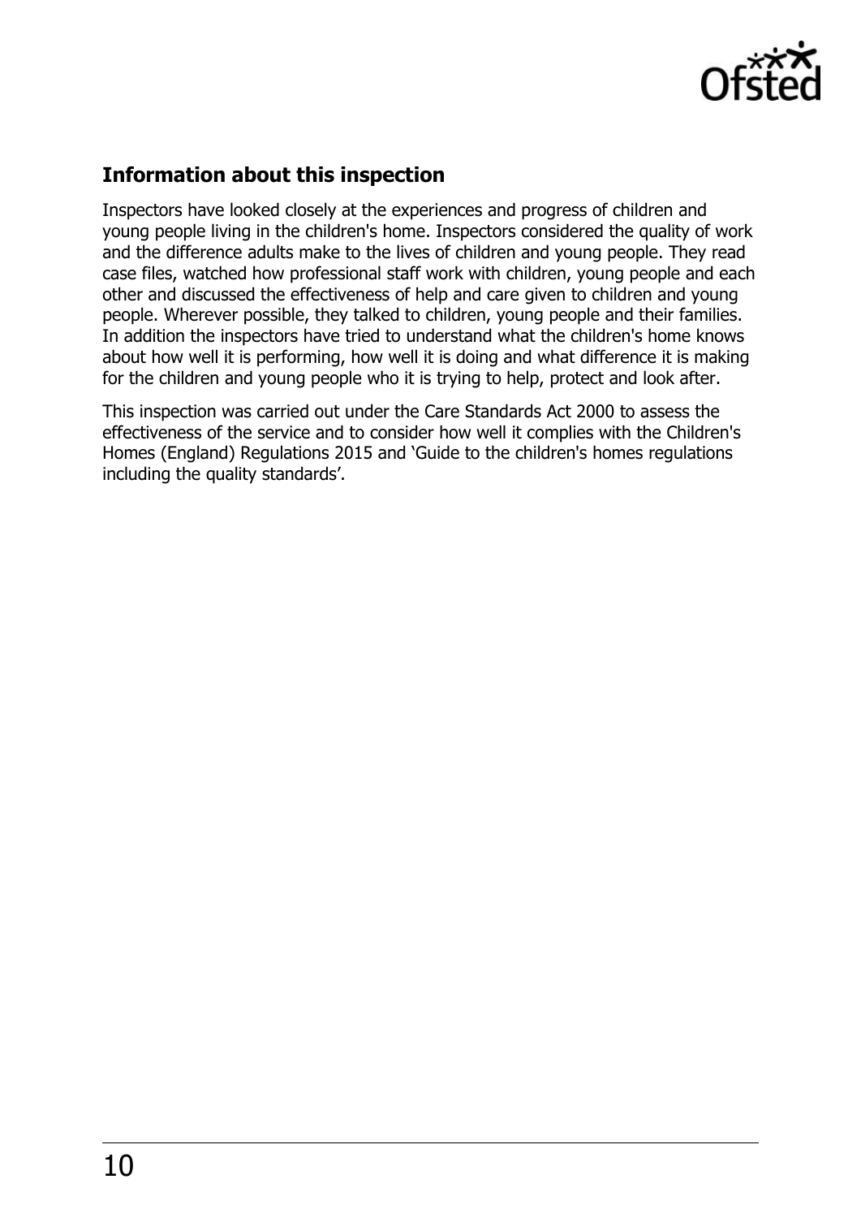## Information about this inspection

Inspectors have looked closely at the experiences and progress of children and young people living in the children's home. Inspectors considered the quality of work and the difference adults make to the lives of children and young people. They read case files, watched how professional staff work with children, young people and each other and discussed the effectiveness of help and care given to children and young people. Wherever possible, they talked to children, young people and their families. In addition the inspectors have tried to understand what the children's home knows about how well it is performing, how well it is doing and what difference it is making for the children and young people who it is trying to help, protect and look after.

This inspection was carried out under the Care Standards Act 2000 to assess the effectiveness of the service and to consider how well it complies with the Children's Homes (England) Regulations 2015 and 'Guide to the children's homes regulations including the quality standards'.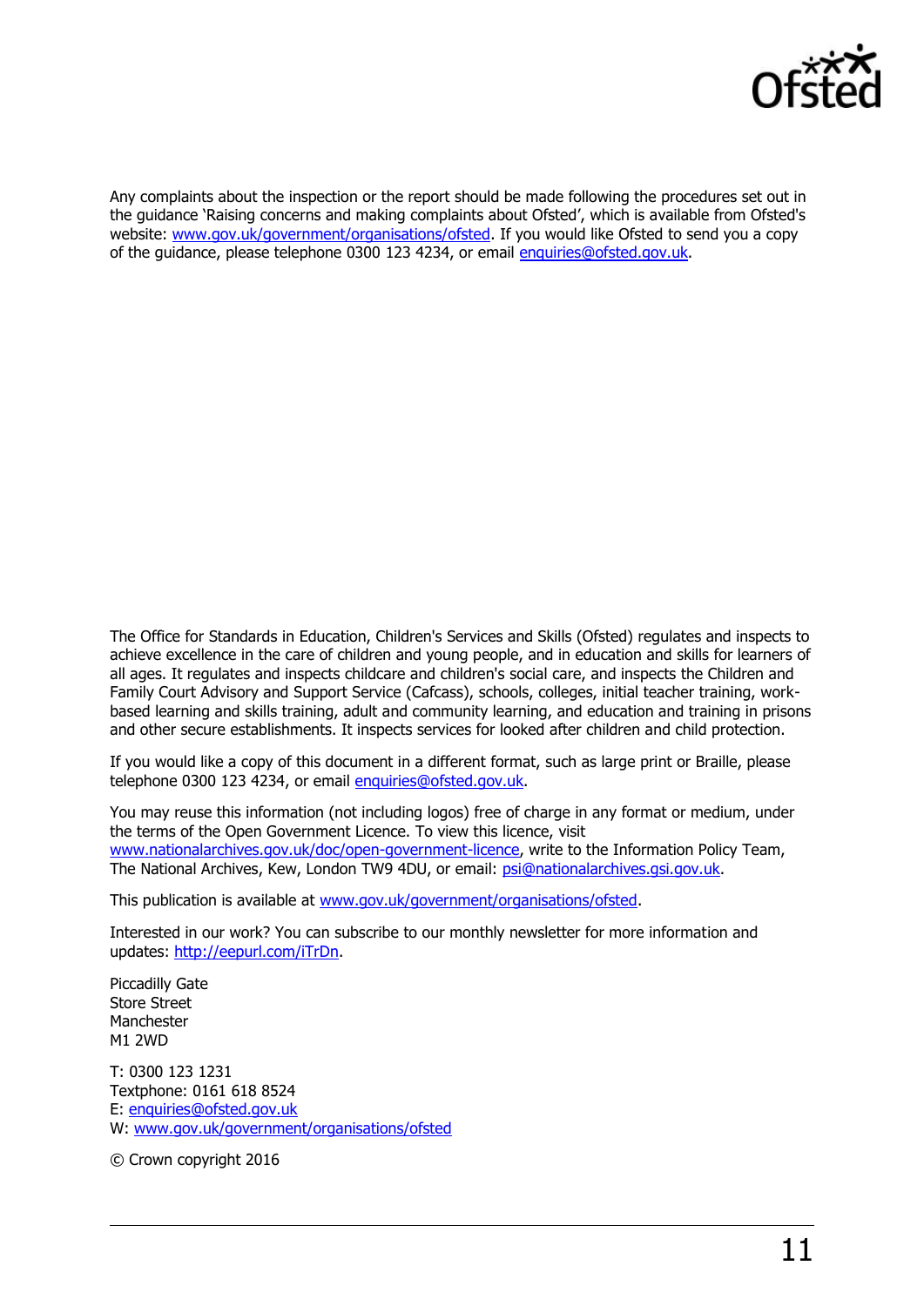Any complaints about the inspection or the report should be made following the procedures set out in the guidance 'Raising concerns and making complaints about Ofsted', which is available from Ofsted's website: www.gov.uk/government/organisations/ofsted. If you would like Ofsted to send you a copy of the guidance, please telephone 0300 123 4234, or email enquiries@ofsted.gov.uk.

The Office for Standards in Education, Children's Services and Skills (Ofsted) regulates and inspects to achieve excellence in the care of children and young people, and in education and skills for learners of all ages. It regulates and inspects childcare and children's social care, and inspects the Children and Family Court Advisory and Support Service (Cafcass), schools, colleges, initial teacher training, work-based learning and skills training, adult and community learning, and education and training in prisons and other secure establishments. It inspects services for looked after children and child protection.

If you would like a copy of this document in a different format, such as large print or Braille, please telephone 0300 123 4234, or email enquiries@ofsted.gov.uk.

You may reuse this information (not including logos) free of charge in any format or medium, under the terms of the Open Government Licence. To view this licence, visit www.nationalarchives.gov.uk/doc/open-government-licence, write to the Information Policy Team, The National Archives, Kew, London TW9 4DU, or email: psi@nationalarchives.gsi.gov.uk.

This publication is available at www.gov.uk/government/organisations/ofsted.

Interested in our work? You can subscribe to our monthly newsletter for more information and updates: http://eepurl.com/iTrDn.

Piccadilly Gate
Store Street
Manchester
M1 2WD

T: 0300 123 1231
Textphone: 0161 618 8524
E: enquiries@ofsted.gov.uk
W: www.gov.uk/government/organisations/ofsted

© Crown copyright 2016